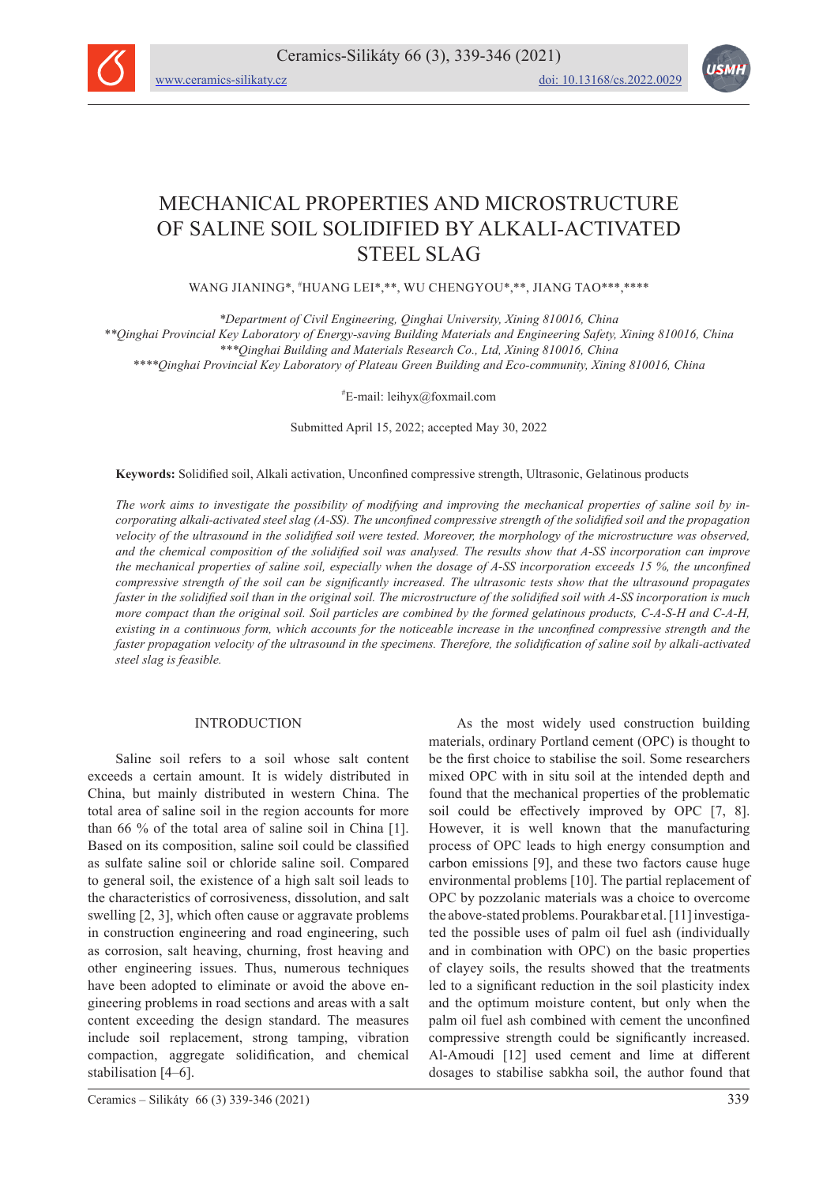# MECHANICAL PROPERTIES AND MICROSTRUCTURE OF SALINE SOIL SOLIDIFIED BY ALKALI-ACTIVATED STEEL SLAG

WANG JIANING*, #HUANG LEI*,**, WU CHENGYOU*,**, JIANG TAO***,****

*Department of Civil Engineering, Qinghai University, Xining 810016, China
**Qinghai Provincial Key Laboratory of Energy-saving Building Materials and Engineering Safety, Xining 810016, China
***Qinghai Building and Materials Research Co., Ltd, Xining 810016, China
****Qinghai Provincial Key Laboratory of Plateau Green Building and Eco-community, Xining 810016, China

#E-mail: leihyx@foxmail.com

Submitted April 15, 2022; accepted May 30, 2022

**Keywords:** Solidified soil, Alkali activation, Unconfined compressive strength, Ultrasonic, Gelatinous products

*The work aims to investigate the possibility of modifying and improving the mechanical properties of saline soil by incorporating alkali-activated steel slag (A-SS). The unconfined compressive strength of the solidified soil and the propagation velocity of the ultrasound in the solidified soil were tested. Moreover, the morphology of the microstructure was observed, and the chemical composition of the solidified soil was analysed. The results show that A-SS incorporation can improve the mechanical properties of saline soil, especially when the dosage of A-SS incorporation exceeds 15 %, the unconfined compressive strength of the soil can be significantly increased. The ultrasonic tests show that the ultrasound propagates faster in the solidified soil than in the original soil. The microstructure of the solidified soil with A-SS incorporation is much more compact than the original soil. Soil particles are combined by the formed gelatinous products, C-A-S-H and C-A-H, existing in a continuous form, which accounts for the noticeable increase in the unconfined compressive strength and the faster propagation velocity of the ultrasound in the specimens. Therefore, the solidification of saline soil by alkali-activated steel slag is feasible.*

## INTRODUCTION

Saline soil refers to a soil whose salt content exceeds a certain amount. It is widely distributed in China, but mainly distributed in western China. The total area of saline soil in the region accounts for more than 66 % of the total area of saline soil in China [1]. Based on its composition, saline soil could be classified as sulfate saline soil or chloride saline soil. Compared to general soil, the existence of a high salt soil leads to the characteristics of corrosiveness, dissolution, and salt swelling [2, 3], which often cause or aggravate problems in construction engineering and road engineering, such as corrosion, salt heaving, churning, frost heaving and other engineering issues. Thus, numerous techniques have been adopted to eliminate or avoid the above engineering problems in road sections and areas with a salt content exceeding the design standard. The measures include soil replacement, strong tamping, vibration compaction, aggregate solidification, and chemical stabilisation [4–6].

As the most widely used construction building materials, ordinary Portland cement (OPC) is thought to be the first choice to stabilise the soil. Some researchers mixed OPC with in situ soil at the intended depth and found that the mechanical properties of the problematic soil could be effectively improved by OPC [7, 8]. However, it is well known that the manufacturing process of OPC leads to high energy consumption and carbon emissions [9], and these two factors cause huge environmental problems [10]. The partial replacement of OPC by pozzolanic materials was a choice to overcome the above-stated problems. Pourakbar et al. [11] investigated the possible uses of palm oil fuel ash (individually and in combination with OPC) on the basic properties of clayey soils, the results showed that the treatments led to a significant reduction in the soil plasticity index and the optimum moisture content, but only when the palm oil fuel ash combined with cement the unconfined compressive strength could be significantly increased. Al-Amoudi [12] used cement and lime at different dosages to stabilise sabkha soil, the author found that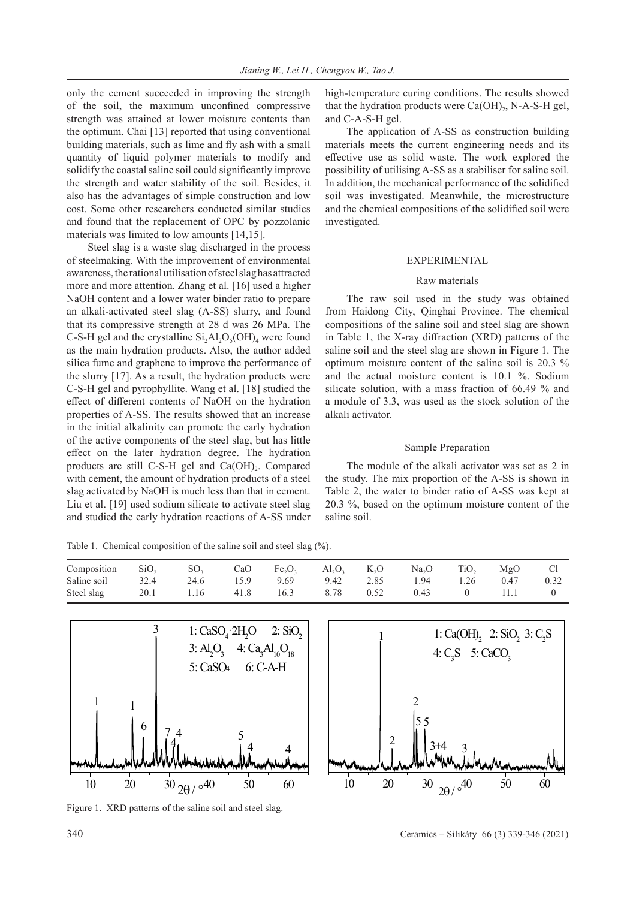only the cement succeeded in improving the strength of the soil, the maximum unconfined compressive strength was attained at lower moisture contents than the optimum. Chai [13] reported that using conventional building materials, such as lime and fly ash with a small quantity of liquid polymer materials to modify and solidify the coastal saline soil could significantly improve the strength and water stability of the soil. Besides, it also has the advantages of simple construction and low cost. Some other researchers conducted similar studies and found that the replacement of OPC by pozzolanic materials was limited to low amounts [14,15].

Steel slag is a waste slag discharged in the process of steelmaking. With the improvement of environmental awareness, the rational utilisation of steel slag has attracted more and more attention. Zhang et al. [16] used a higher NaOH content and a lower water binder ratio to prepare an alkali-activated steel slag (A-SS) slurry, and found that its compressive strength at 28 d was 26 MPa. The C-S-H gel and the crystalline $Si_2Al_2O_5(OH)_4$ were found as the main hydration products. Also, the author added silica fume and graphene to improve the performance of the slurry [17]. As a result, the hydration products were C-S-H gel and pyrophyllite. Wang et al. [18] studied the effect of different contents of NaOH on the hydration properties of A-SS. The results showed that an increase in the initial alkalinity can promote the early hydration of the active components of the steel slag, but has little effect on the later hydration degree. The hydration products are still C-S-H gel and $Ca(OH)_2$. Compared with cement, the amount of hydration products of a steel slag activated by NaOH is much less than that in cement. Liu et al. [19] used sodium silicate to activate steel slag and studied the early hydration reactions of A-SS under high-temperature curing conditions. The results showed that the hydration products were $Ca(OH)_2$, N-A-S-H gel, and C-A-S-H gel.

The application of A-SS as construction building materials meets the current engineering needs and its effective use as solid waste. The work explored the possibility of utilising A-SS as a stabiliser for saline soil. In addition, the mechanical performance of the solidified soil was investigated. Meanwhile, the microstructure and the chemical compositions of the solidified soil were investigated.

# EXPERIMENTAL

## Raw materials

The raw soil used in the study was obtained from Haidong City, Qinghai Province. The chemical compositions of the saline soil and steel slag are shown in Table 1, the X-ray diffraction (XRD) patterns of the saline soil and the steel slag are shown in Figure 1. The optimum moisture content of the saline soil is 20.3 % and the actual moisture content is 10.1 %. Sodium silicate solution, with a mass fraction of 66.49 % and a module of 3.3, was used as the stock solution of the alkali activator.

## Sample Preparation

The module of the alkali activator was set as 2 in the study. The mix proportion of the A-SS is shown in Table 2, the water to binder ratio of A-SS was kept at 20.3 %, based on the optimum moisture content of the saline soil.

Table 1. Chemical composition of the saline soil and steel slag (%).

| Composition | $SiO_2$ | $SO_3$ | CaO | $Fe_2O_3$ | $Al_2O_3$ | $K_2O$ | $Na_2O$ | $TiO_2$ | MgO | Cl |
|---|---|---|---|---|---|---|---|---|---|---|
| Saline soil | 32.4 | 24.6 | 15.9 | 9.69 | 9.42 | 2.85 | 1.94 | 1.26 | 0.47 | 0.32 |
| Steel slag | 20.1 | 1.16 | 41.8 | 16.3 | 8.78 | 0.52 | 0.43 | 0 | 11.1 | 0 |

Figure 1. XRD patterns of the saline soil and steel slag.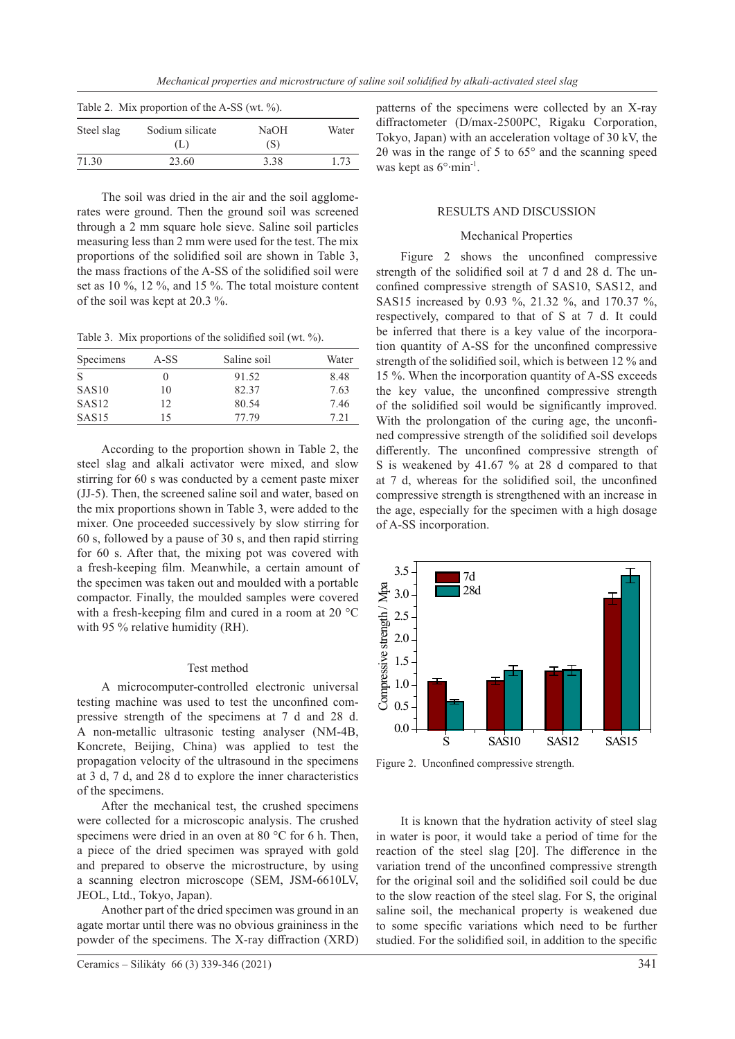Table 2. Mix proportion of the A-SS (wt. %).

| Steel slag | Sodium silicate (L) | NaOH (S) | Water |
|---|---|---|---|
| 71.30 | 23.60 | 3.38 | 1.73 |

The soil was dried in the air and the soil agglomerates were ground. Then the ground soil was screened through a 2 mm square hole sieve. Saline soil particles measuring less than 2 mm were used for the test. The mix proportions of the solidified soil are shown in Table 3, the mass fractions of the A-SS of the solidified soil were set as 10 %, 12 %, and 15 %. The total moisture content of the soil was kept at 20.3 %.

Table 3. Mix proportions of the solidified soil (wt. %).

| Specimens | A-SS | Saline soil | Water |
|---|---|---|---|
| S | 0 | 91.52 | 8.48 |
| SAS10 | 10 | 82.37 | 7.63 |
| SAS12 | 12 | 80.54 | 7.46 |
| SAS15 | 15 | 77.79 | 7.21 |

According to the proportion shown in Table 2, the steel slag and alkali activator were mixed, and slow stirring for 60 s was conducted by a cement paste mixer (JJ-5). Then, the screened saline soil and water, based on the mix proportions shown in Table 3, were added to the mixer. One proceeded successively by slow stirring for 60 s, followed by a pause of 30 s, and then rapid stirring for 60 s. After that, the mixing pot was covered with a fresh-keeping film. Meanwhile, a certain amount of the specimen was taken out and moulded with a portable compactor. Finally, the moulded samples were covered with a fresh-keeping film and cured in a room at 20 °C with 95 % relative humidity (RH).

### Test method

A microcomputer-controlled electronic universal testing machine was used to test the unconfined compressive strength of the specimens at 7 d and 28 d. A non-metallic ultrasonic testing analyser (NM-4B, Koncrete, Beijing, China) was applied to test the propagation velocity of the ultrasound in the specimens at 3 d, 7 d, and 28 d to explore the inner characteristics of the specimens.

After the mechanical test, the crushed specimens were collected for a microscopic analysis. The crushed specimens were dried in an oven at 80 °C for 6 h. Then, a piece of the dried specimen was sprayed with gold and prepared to observe the microstructure, by using a scanning electron microscope (SEM, JSM-6610LV, JEOL, Ltd., Tokyo, Japan).

Another part of the dried specimen was ground in an agate mortar until there was no obvious graininess in the powder of the specimens. The X-ray diffraction (XRD) patterns of the specimens were collected by an X-ray diffractometer (D/max-2500PC, Rigaku Corporation, Tokyo, Japan) with an acceleration voltage of 30 kV, the 2θ was in the range of 5 to 65° and the scanning speed was kept as $6° \cdot min^{-1}$.

## RESULTS AND DISCUSSION

### Mechanical Properties

Figure 2 shows the unconfined compressive strength of the solidified soil at 7 d and 28 d. The unconfined compressive strength of SAS10, SAS12, and SAS15 increased by 0.93 %, 21.32 %, and 170.37 %, respectively, compared to that of S at 7 d. It could be inferred that there is a key value of the incorporation quantity of A-SS for the unconfined compressive strength of the solidified soil, which is between 12 % and 15 %. When the incorporation quantity of A-SS exceeds the key value, the unconfined compressive strength of the solidified soil would be significantly improved. With the prolongation of the curing age, the unconfined compressive strength of the solidified soil develops differently. The unconfined compressive strength of S is weakened by 41.67 % at 28 d compared to that at 7 d, whereas for the solidified soil, the unconfined compressive strength is strengthened with an increase in the age, especially for the specimen with a high dosage of A-SS incorporation.

Figure 2. Unconfined compressive strength.

It is known that the hydration activity of steel slag in water is poor, it would take a period of time for the reaction of the steel slag [20]. The difference in the variation trend of the unconfined compressive strength for the original soil and the solidified soil could be due to the slow reaction of the steel slag. For S, the original saline soil, the mechanical property is weakened due to some specific variations which need to be further studied. For the solidified soil, in addition to the specific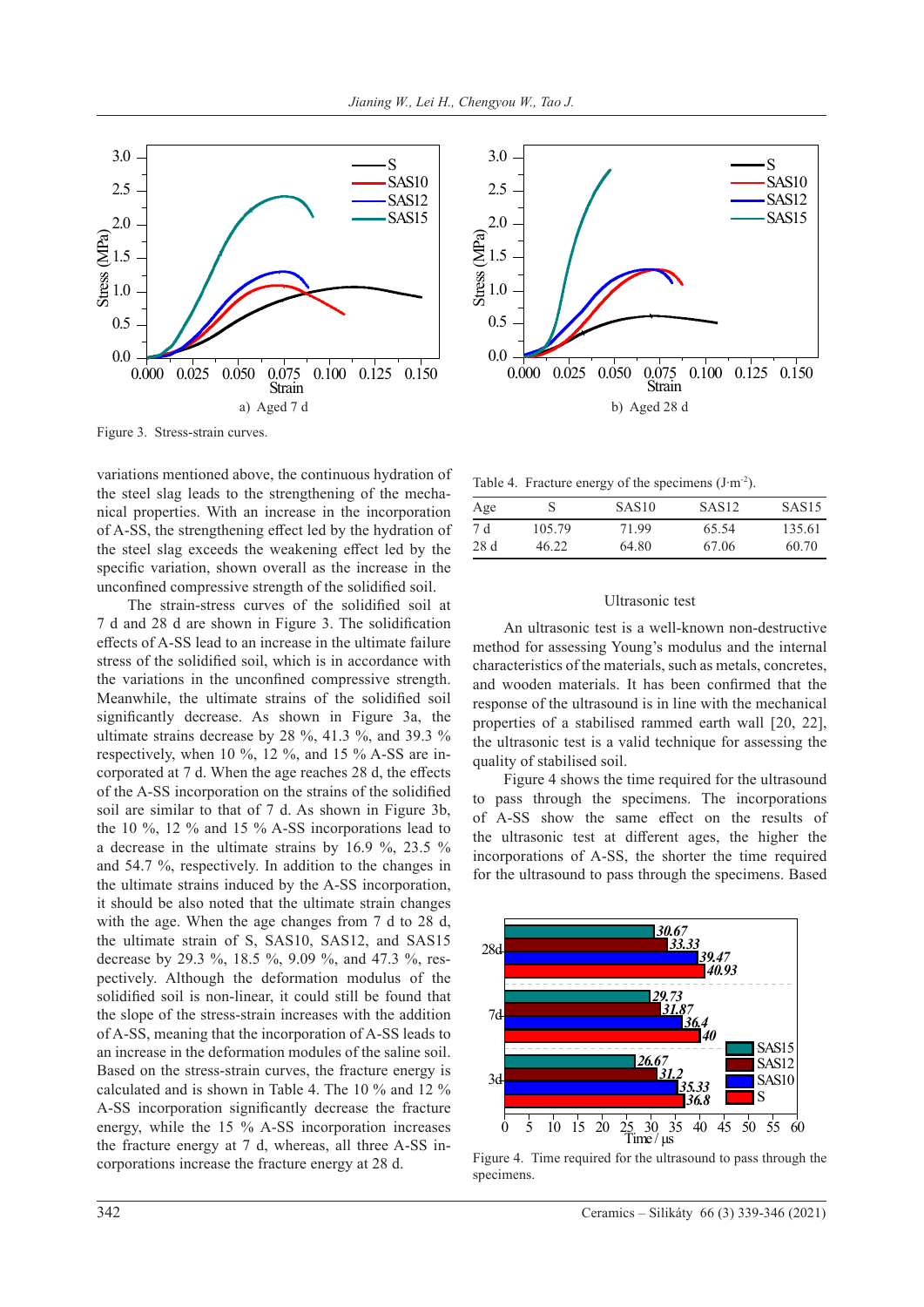Figure 3. Stress-strain curves.

variations mentioned above, the continuous hydration of the steel slag leads to the strengthening of the mechanical properties. With an increase in the incorporation of A-SS, the strengthening effect led by the hydration of the steel slag exceeds the weakening effect led by the specific variation, shown overall as the increase in the unconfined compressive strength of the solidified soil.

The strain-stress curves of the solidified soil at 7 d and 28 d are shown in Figure 3. The solidification effects of A-SS lead to an increase in the ultimate failure stress of the solidified soil, which is in accordance with the variations in the unconfined compressive strength. Meanwhile, the ultimate strains of the solidified soil significantly decrease. As shown in Figure 3a, the ultimate strains decrease by 28 %, 41.3 %, and 39.3 % respectively, when 10 %, 12 %, and 15 % A-SS are incorporated at 7 d. When the age reaches 28 d, the effects of the A-SS incorporation on the strains of the solidified soil are similar to that of 7 d. As shown in Figure 3b, the 10 %, 12 % and 15 % A-SS incorporations lead to a decrease in the ultimate strains by 16.9 %, 23.5 % and 54.7 %, respectively. In addition to the changes in the ultimate strains induced by the A-SS incorporation, it should be also noted that the ultimate strain changes with the age. When the age changes from 7 d to 28 d, the ultimate strain of S, SAS10, SAS12, and SAS15 decrease by 29.3 %, 18.5 %, 9.09 %, and 47.3 %, respectively. Although the deformation modulus of the solidified soil is non-linear, it could still be found that the slope of the stress-strain increases with the addition of A-SS, meaning that the incorporation of A-SS leads to an increase in the deformation modules of the saline soil. Based on the stress-strain curves, the fracture energy is calculated and is shown in Table 4. The 10 % and 12 % A-SS incorporation significantly decrease the fracture energy, while the 15 % A-SS incorporation increases the fracture energy at 7 d, whereas, all three A-SS incorporations increase the fracture energy at 28 d.

Table 4. Fracture energy of the specimens ($J \cdot m^{-2}$).

| Age | S | SAS10 | SAS12 | SAS15 |
|---|---|---|---|---|
| 7 d | 105.79 | 71.99 | 65.54 | 135.61 |
| 28 d | 46.22 | 64.80 | 67.06 | 60.70 |

## Ultrasonic test

An ultrasonic test is a well-known non-destructive method for assessing Young's modulus and the internal characteristics of the materials, such as metals, concretes, and wooden materials. It has been confirmed that the response of the ultrasound is in line with the mechanical properties of a stabilised rammed earth wall [20, 22], the ultrasonic test is a valid technique for assessing the quality of stabilised soil.

Figure 4 shows the time required for the ultrasound to pass through the specimens. The incorporations of A-SS show the same effect on the results of the ultrasonic test at different ages, the higher the incorporations of A-SS, the shorter the time required for the ultrasound to pass through the specimens. Based

Figure 4. Time required for the ultrasound to pass through the specimens.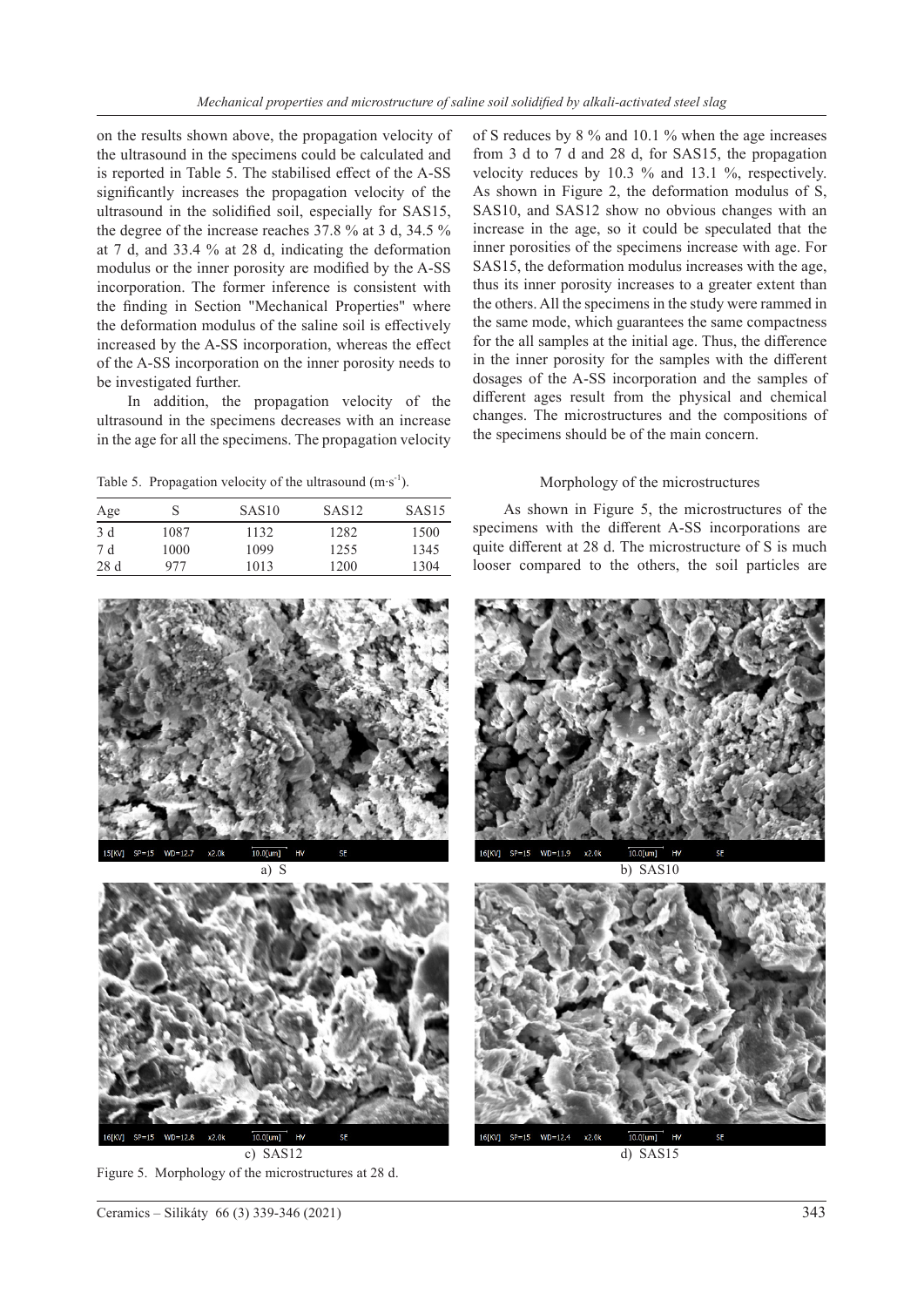on the results shown above, the propagation velocity of the ultrasound in the specimens could be calculated and is reported in Table 5. The stabilised effect of the A-SS significantly increases the propagation velocity of the ultrasound in the solidified soil, especially for SAS15, the degree of the increase reaches 37.8 % at 3 d, 34.5 % at 7 d, and 33.4 % at 28 d, indicating the deformation modulus or the inner porosity are modified by the A-SS incorporation. The former inference is consistent with the finding in Section "Mechanical Properties" where the deformation modulus of the saline soil is effectively increased by the A-SS incorporation, whereas the effect of the A-SS incorporation on the inner porosity needs to be investigated further.

In addition, the propagation velocity of the ultrasound in the specimens decreases with an increase in the age for all the specimens. The propagation velocity of S reduces by 8 % and 10.1 % when the age increases from 3 d to 7 d and 28 d, for SAS15, the propagation velocity reduces by 10.3 % and 13.1 %, respectively. As shown in Figure 2, the deformation modulus of S, SAS10, and SAS12 show no obvious changes with an increase in the age, so it could be speculated that the inner porosities of the specimens increase with age. For SAS15, the deformation modulus increases with the age, thus its inner porosity increases to a greater extent than the others. All the specimens in the study were rammed in the same mode, which guarantees the same compactness for the all samples at the initial age. Thus, the difference in the inner porosity for the samples with the different dosages of the A-SS incorporation and the samples of different ages result from the physical and chemical changes. The microstructures and the compositions of the specimens should be of the main concern.

Table 5. Propagation velocity of the ultrasound ($m \cdot s^{-1}$).

| Age | S | SAS10 | SAS12 | SAS15 |
|---|---|---|---|---|
| 3 d | 1087 | 1132 | 1282 | 1500 |
| 7 d | 1000 | 1099 | 1255 | 1345 |
| 28 d | 977 | 1013 | 1200 | 1304 |

## Morphology of the microstructures

As shown in Figure 5, the microstructures of the specimens with the different A-SS incorporations are quite different at 28 d. The microstructure of S is much looser compared to the others, the soil particles are

a) S

b) SAS10

c) SAS12

d) SAS15

Figure 5. Morphology of the microstructures at 28 d.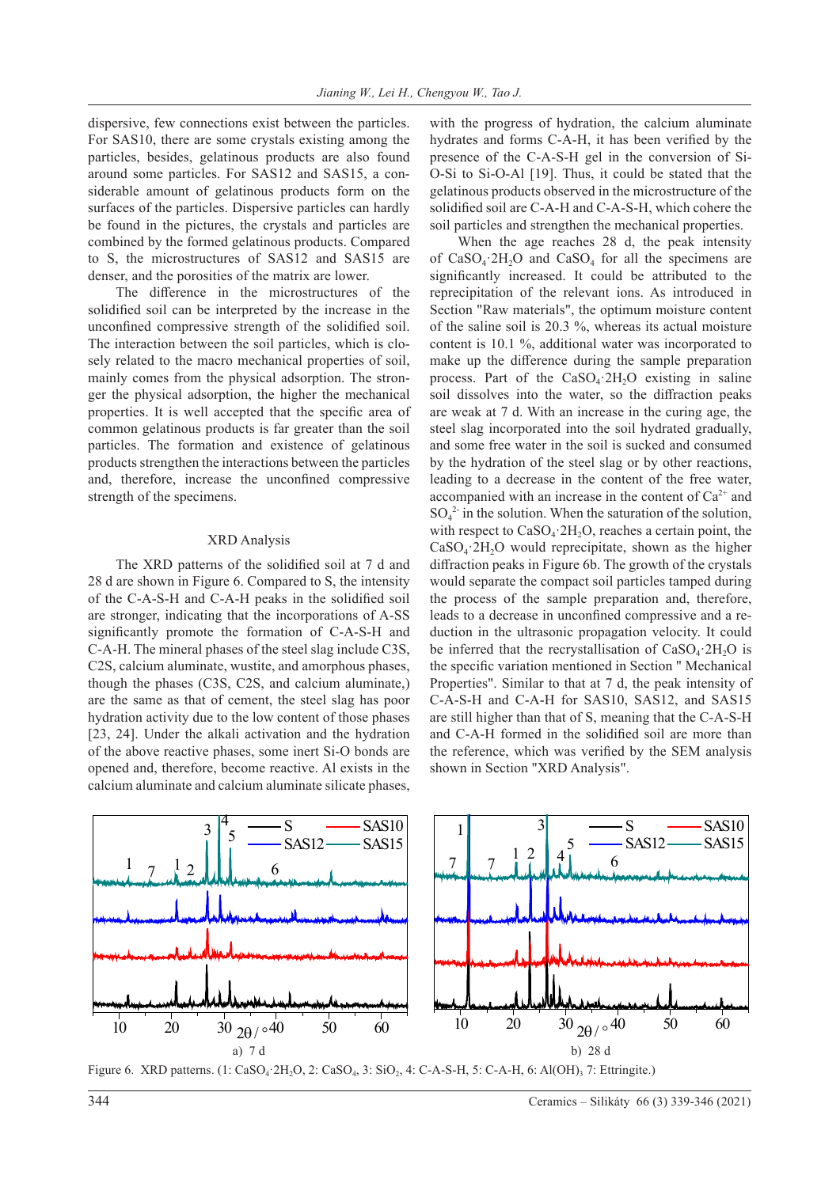dispersive, few connections exist between the particles. For SAS10, there are some crystals existing among the particles, besides, gelatinous products are also found around some particles. For SAS12 and SAS15, a considerable amount of gelatinous products form on the surfaces of the particles. Dispersive particles can hardly be found in the pictures, the crystals and particles are combined by the formed gelatinous products. Compared to S, the microstructures of SAS12 and SAS15 are denser, and the porosities of the matrix are lower.

The difference in the microstructures of the solidified soil can be interpreted by the increase in the unconfined compressive strength of the solidified soil. The interaction between the soil particles, which is closely related to the macro mechanical properties of soil, mainly comes from the physical adsorption. The stronger the physical adsorption, the higher the mechanical properties. It is well accepted that the specific area of common gelatinous products is far greater than the soil particles. The formation and existence of gelatinous products strengthen the interactions between the particles and, therefore, increase the unconfined compressive strength of the specimens.

## XRD Analysis

The XRD patterns of the solidified soil at 7 d and 28 d are shown in Figure 6. Compared to S, the intensity of the C-A-S-H and C-A-H peaks in the solidified soil are stronger, indicating that the incorporations of A-SS significantly promote the formation of C-A-S-H and C-A-H. The mineral phases of the steel slag include C3S, C2S, calcium aluminate, wustite, and amorphous phases, though the phases (C3S, C2S, and calcium aluminate,) are the same as that of cement, the steel slag has poor hydration activity due to the low content of those phases [23, 24]. Under the alkali activation and the hydration of the above reactive phases, some inert Si-O bonds are opened and, therefore, become reactive. Al exists in the calcium aluminate and calcium aluminate silicate phases, with the progress of hydration, the calcium aluminate hydrates and forms C-A-H, it has been verified by the presence of the C-A-S-H gel in the conversion of Si-O-Si to Si-O-Al [19]. Thus, it could be stated that the gelatinous products observed in the microstructure of the solidified soil are C-A-H and C-A-S-H, which cohere the soil particles and strengthen the mechanical properties.

When the age reaches 28 d, the peak intensity of $CaSO_4 \cdot 2H_2O$ and $CaSO_4$ for all the specimens are significantly increased. It could be attributed to the reprecipitation of the relevant ions. As introduced in Section "Raw materials", the optimum moisture content of the saline soil is 20.3 %, whereas its actual moisture content is 10.1 %, additional water was incorporated to make up the difference during the sample preparation process. Part of the $CaSO_4 \cdot 2H_2O$ existing in saline soil dissolves into the water, so the diffraction peaks are weak at 7 d. With an increase in the curing age, the steel slag incorporated into the soil hydrated gradually, and some free water in the soil is sucked and consumed by the hydration of the steel slag or by other reactions, leading to a decrease in the content of the free water, accompanied with an increase in the content of $Ca^{2+}$ and $SO_4^{2-}$ in the solution. When the saturation of the solution, with respect to $CaSO_4 \cdot 2H_2O$, reaches a certain point, the $CaSO_4 \cdot 2H_2O$ would reprecipitate, shown as the higher diffraction peaks in Figure 6b. The growth of the crystals would separate the compact soil particles tamped during the process of the sample preparation and, therefore, leads to a decrease in unconfined compressive and a reduction in the ultrasonic propagation velocity. It could be inferred that the recrystallisation of $CaSO_4 \cdot 2H_2O$ is the specific variation mentioned in Section " Mechanical Properties". Similar to that at 7 d, the peak intensity of C-A-S-H and C-A-H for SAS10, SAS12, and SAS15 are still higher than that of S, meaning that the C-A-S-H and C-A-H formed in the solidified soil are more than the reference, which was verified by the SEM analysis shown in Section "XRD Analysis".

a) 7 d b) 28 d

Figure 6. XRD patterns. (1: $CaSO_4 \cdot 2H_2O$, 2: $CaSO_4$, 3: $SiO_2$, 4: C-A-S-H, 5: C-A-H, 6: $Al(OH)_3$ 7: Ettringite.)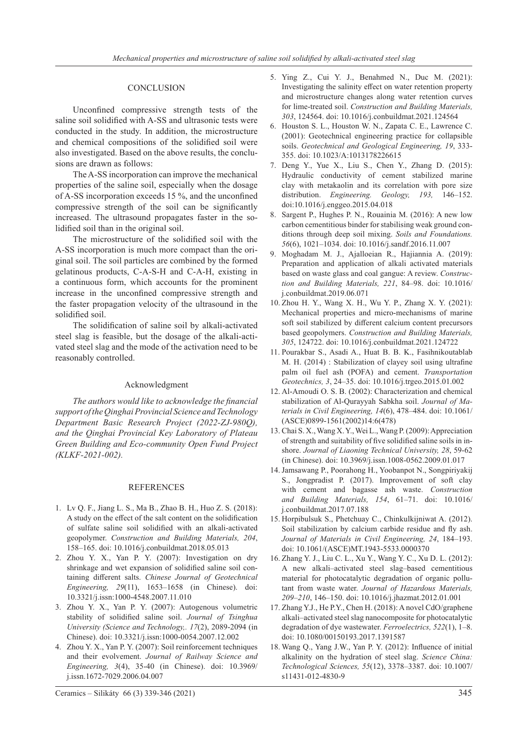## CONCLUSION

Unconfined compressive strength tests of the saline soil solidified with A-SS and ultrasonic tests were conducted in the study. In addition, the microstructure and chemical compositions of the solidified soil were also investigated. Based on the above results, the conclusions are drawn as follows:

The A-SS incorporation can improve the mechanical properties of the saline soil, especially when the dosage of A-SS incorporation exceeds 15 %, and the unconfined compressive strength of the soil can be significantly increased. The ultrasound propagates faster in the solidified soil than in the original soil.

The microstructure of the solidified soil with the A-SS incorporation is much more compact than the original soil. The soil particles are combined by the formed gelatinous products, C-A-S-H and C-A-H, existing in a continuous form, which accounts for the prominent increase in the unconfined compressive strength and the faster propagation velocity of the ultrasound in the solidified soil.

The solidification of saline soil by alkali-activated steel slag is feasible, but the dosage of the alkali-activated steel slag and the mode of the activation need to be reasonably controlled.

### Acknowledgment

*The authors would like to acknowledge the financial support of the Qinghai Provincial Science and Technology Department Basic Research Project (2022-ZJ-980Q), and the Qinghai Provincial Key Laboratory of Plateau Green Building and Eco-community Open Fund Project (KLKF-2021-002).*

## REFERENCES

1. Lv Q. F., Jiang L. S., Ma B., Zhao B. H., Huo Z. S. (2018): A study on the effect of the salt content on the solidification of sulfate saline soil solidified with an alkali-activated geopolymer. *Construction and Building Materials, 204*, 158–165. doi: 10.1016/j.conbuildmat.2018.05.013
2. Zhou Y. X., Yan P. Y. (2007): Investigation on dry shrinkage and wet expansion of solidified saline soil containing different salts. *Chinese Journal of Geotechnical Engineering, 29*(11), 1653–1658 (in Chinese). doi: 10.3321/j.issn:1000-4548.2007.11.010
3. Zhou Y. X., Yan P. Y. (2007): Autogenous volumetric stability of solidified saline soil. *Journal of Tsinghua University (Science and Technology,. 17*(2), 2089-2094 (in Chinese). doi: 10.3321/j.issn:1000-0054.2007.12.002
4. Zhou Y. X., Yan P. Y. (2007): Soil reinforcement techniques and their evolvement. *Journal of Railway Science and Engineering, 3*(4), 35-40 (in Chinese). doi: 10.3969/j.issn.1672-7029.2006.04.007
5. Ying Z., Cui Y. J., Benahmed N., Duc M. (2021): Investigating the salinity effect on water retention property and microstructure changes along water retention curves for lime-treated soil. *Construction and Building Materials, 303*, 124564. doi: 10.1016/j.conbuildmat.2021.124564
6. Houston S. L., Houston W. N., Zapata C. E., Lawrence C. (2001): Geotechnical engineering practice for collapsible soils. *Geotechnical and Geological Engineering, 19*, 333-355. doi: 10.1023/A:1013178226615
7. Deng Y., Yue X., Liu S., Chen Y., Zhang D. (2015): Hydraulic conductivity of cement stabilized marine clay with metakaolin and its correlation with pore size distribution. *Engineering. Geology, 193,* 146–152. doi:10.1016/j.enggeo.2015.04.018
8. Sargent P., Hughes P. N., Rouainia M. (2016): A new low carbon cementitious binder for stabilising weak ground conditions through deep soil mixing. *Soils and Foundations. 56*(6), 1021–1034. doi: 10.1016/j.sandf.2016.11.007
9. Moghadam M. J., Ajalloeian R., Hajiannia A. (2019): Preparation and application of alkali activated materials based on waste glass and coal gangue: A review. *Construction and Building Materials, 221*, 84–98. doi: 10.1016/j.conbuildmat.2019.06.071
10. Zhou H. Y., Wang X. H., Wu Y. P., Zhang X. Y. (2021): Mechanical properties and micro-mechanisms of marine soft soil stabilized by different calcium content precursors based geopolymers. *Construction and Building Materials, 305*, 124722. doi: 10.1016/j.conbuildmat.2021.124722
11. Pourakbar S., Asadi A., Huat B. B. K., Fasihnikoutablab M. H. (2014) : Stabilization of clayey soil using ultrafine palm oil fuel ash (POFA) and cement. *Transportation Geotechnics, 3*, 24–35. doi: 10.1016/j.trgeo.2015.01.002
12. Al-Amoudi O. S. B. (2002): Characterization and chemical stabilization of Al-Qurayyah Sabkha soil. *Journal of Materials in Civil Engineering, 14*(6), 478–484. doi: 10.1061/(ASCE)0899-1561(2002)14:6(478)
13. Chai S. X., Wang X. Y., Wei L., Wang P. (2009): Appreciation of strength and suitability of five solidified saline soils in inshore. *Journal of Liaoning Technical University, 28*, 59-62 (in Chinese). doi: 10.3969/j.issn.1008-0562.2009.01.017
14. Jamsawang P., Poorahong H., Yoobanpot N., Songpiriyakij S., Jongpradist P. (2017). Improvement of soft clay with cement and bagasse ash waste. *Construction and Building Materials, 154*, 61–71. doi: 10.1016/j.conbuildmat.2017.07.188
15. Horpibulsuk S., Phetchuay C., Chinkulkijniwat A. (2012). Soil stabilization by calcium carbide residue and fly ash. *Journal of Materials in Civil Engineering, 24*, 184–193. doi: 10.1061/(ASCE)MT.1943-5533.0000370
16. Zhang Y. J., Liu C. L., Xu Y., Wang Y. C., Xu D. L. (2012): A new alkali–activated steel slag–based cementitious material for photocatalytic degradation of organic pollutant from waste water. *Journal of Hazardous Materials, 209–210*, 146–150. doi: 10.1016/j.jhazmat.2012.01.001
17. Zhang Y.J., He P.Y., Chen H. (2018): A novel CdO/graphene alkali–activated steel slag nanocomposite for photocatalytic degradation of dye wastewater. *Ferroelectrics, 522*(1), 1–8. doi: 10.1080/00150193.2017.1391587
18. Wang Q., Yang J.W., Yan P. Y. (2012): Influence of initial alkalinity on the hydration of steel slag. *Science China: Technological Sciences, 55*(12), 3378–3387. doi: 10.1007/s11431-012-4830-9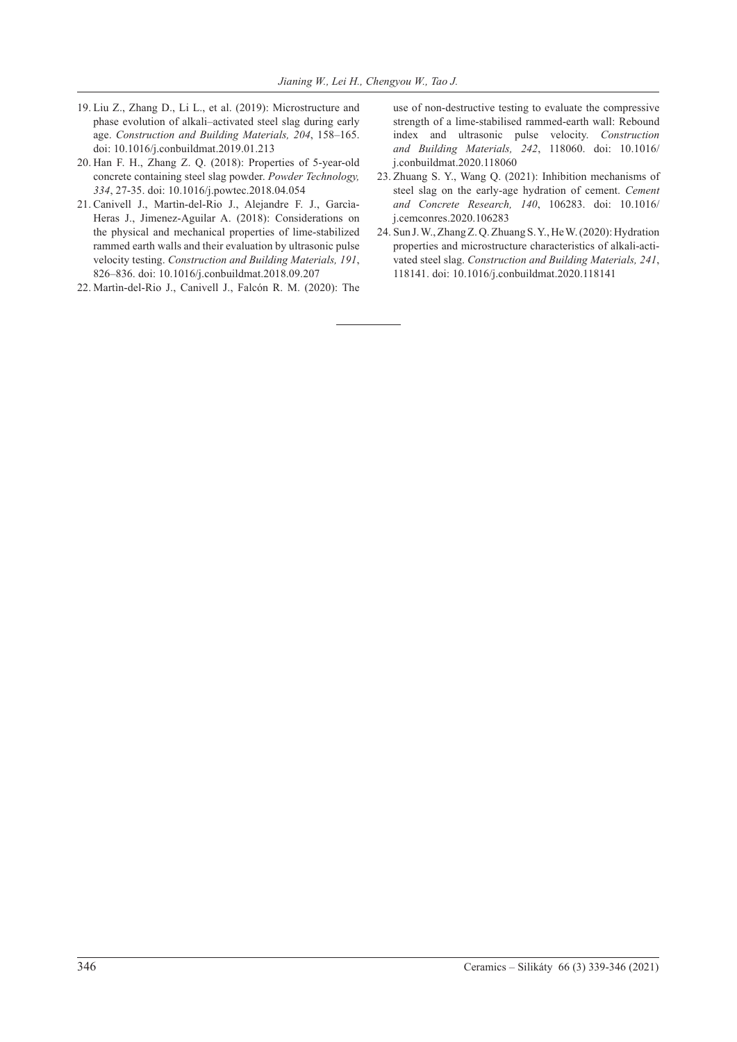19. Liu Z., Zhang D., Li L., et al. (2019): Microstructure and phase evolution of alkali–activated steel slag during early age. *Construction and Building Materials, 204*, 158–165. doi: 10.1016/j.conbuildmat.2019.01.213
20. Han F. H., Zhang Z. Q. (2018): Properties of 5-year-old concrete containing steel slag powder. *Powder Technology, 334*, 27-35. doi: 10.1016/j.powtec.2018.04.054
21. Canivell J., Martìn-del-Rio J., Alejandre F. J., Garcìa-Heras J., Jimenez-Aguilar A. (2018): Considerations on the physical and mechanical properties of lime-stabilized rammed earth walls and their evaluation by ultrasonic pulse velocity testing. *Construction and Building Materials, 191*, 826–836. doi: 10.1016/j.conbuildmat.2018.09.207
22. Martìn-del-Rio J., Canivell J., Falcón R. M. (2020): The use of non-destructive testing to evaluate the compressive strength of a lime-stabilised rammed-earth wall: Rebound index and ultrasonic pulse velocity. *Construction and Building Materials, 242*, 118060. doi: 10.1016/j.conbuildmat.2020.118060
23. Zhuang S. Y., Wang Q. (2021): Inhibition mechanisms of steel slag on the early-age hydration of cement. *Cement and Concrete Research, 140*, 106283. doi: 10.1016/j.cemconres.2020.106283
24. Sun J. W., Zhang Z. Q. Zhuang S. Y., He W. (2020): Hydration properties and microstructure characteristics of alkali-activated steel slag. *Construction and Building Materials, 241*, 118141. doi: 10.1016/j.conbuildmat.2020.118141